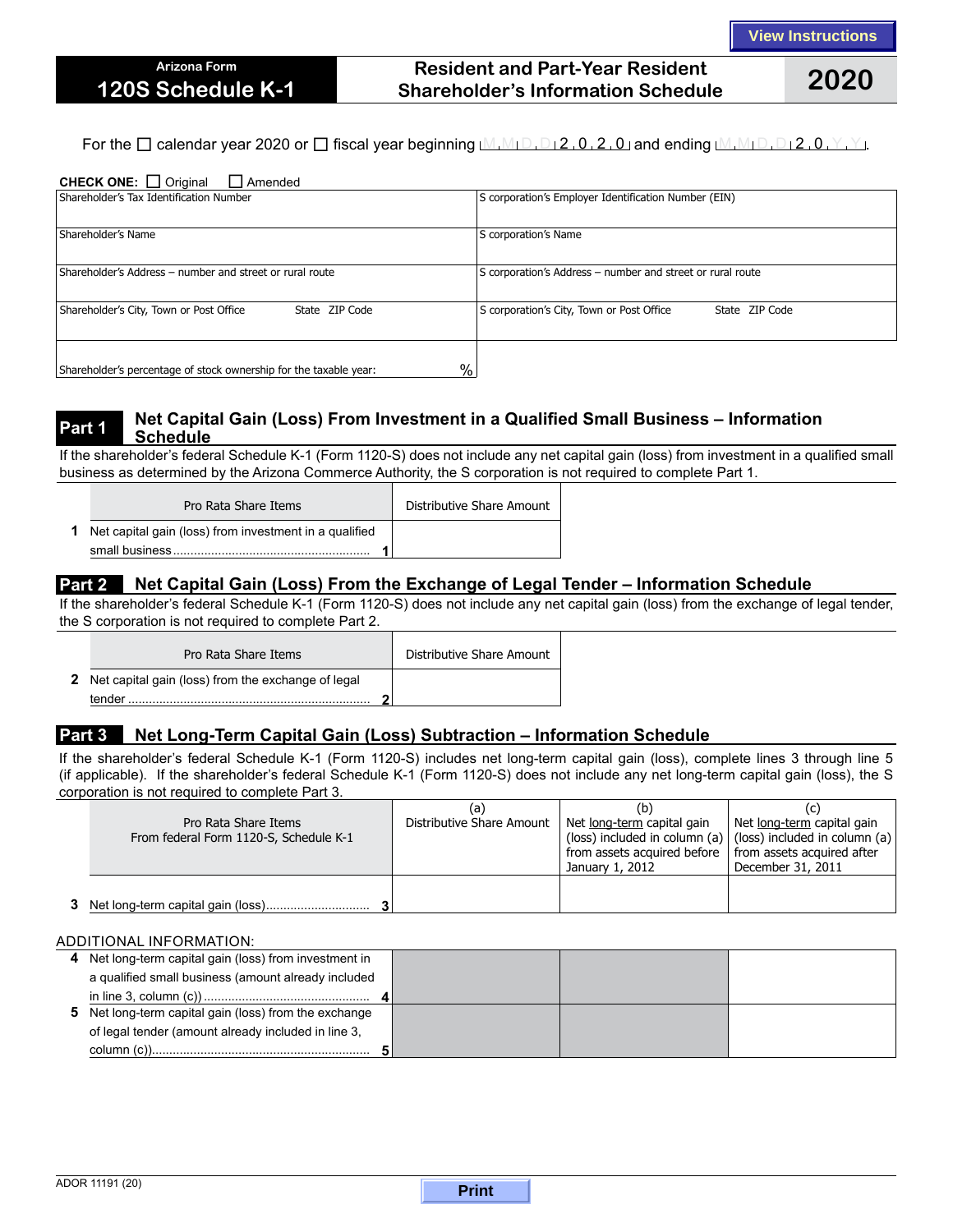View Instructions

# Arizona Form 120S Schedule K-1

## Resident and Part-Year Resident Shareholder's Information Schedule

**2020**

For the ☐ calendar year 2020 or ☐ fiscal year beginning M M D D 2 0 2 0 and ending M M D D 2 0 Y Y.

**CHECK ONE:** ☐ Original ☐ Amended

| Shareholder's Tax Identification Number | S corporation's Employer Identification Number (EIN) |
|---|---|
| Shareholder's Name | S corporation's Name |
| Shareholder's Address – number and street or rural route | S corporation's Address – number and street or rural route |
| Shareholder's City, Town or Post Office State ZIP Code | S corporation's City, Town or Post Office State ZIP Code |
| Shareholder's percentage of stock ownership for the taxable year: % | |

## Part 1 Net Capital Gain (Loss) From Investment in a Qualified Small Business – Information Schedule

If the shareholder's federal Schedule K-1 (Form 1120-S) does not include any net capital gain (loss) from investment in a qualified small business as determined by the Arizona Commerce Authority, the S corporation is not required to complete Part 1.

| | Pro Rata Share Items | Distributive Share Amount |
|---|---|---|
| 1 | Net capital gain (loss) from investment in a qualified small business ........................................................ 1 | |

## Part 2 Net Capital Gain (Loss) From the Exchange of Legal Tender – Information Schedule

If the shareholder's federal Schedule K-1 (Form 1120-S) does not include any net capital gain (loss) from the exchange of legal tender, the S corporation is not required to complete Part 2.

| | Pro Rata Share Items | Distributive Share Amount |
|---|---|---|
| 2 | Net capital gain (loss) from the exchange of legal tender ...................................................................... 2 | |

## Part 3 Net Long-Term Capital Gain (Loss) Subtraction – Information Schedule

If the shareholder's federal Schedule K-1 (Form 1120-S) includes net long-term capital gain (loss), complete lines 3 through line 5 (if applicable). If the shareholder's federal Schedule K-1 (Form 1120-S) does not include any net long-term capital gain (loss), the S corporation is not required to complete Part 3.

| | Pro Rata Share Items From federal Form 1120-S, Schedule K-1 | (a) Distributive Share Amount | (b) Net long-term capital gain (loss) included in column (a) from assets acquired before January 1, 2012 | (c) Net long-term capital gain (loss) included in column (a) from assets acquired after December 31, 2011 |
|---|---|---|---|---|
| 3 | Net long-term capital gain (loss).............................. 3 | | | |

ADDITIONAL INFORMATION:

| | | | | |
|---|---|---|---|---|
| 4 | Net long-term capital gain (loss) from investment in a qualified small business (amount already included in line 3, column (c)) ................................................ 4 | | | |
| 5 | Net long-term capital gain (loss) from the exchange of legal tender (amount already included in line 3, column (c))............................................................... 5 | | | |

ADOR 11191 (20)

Print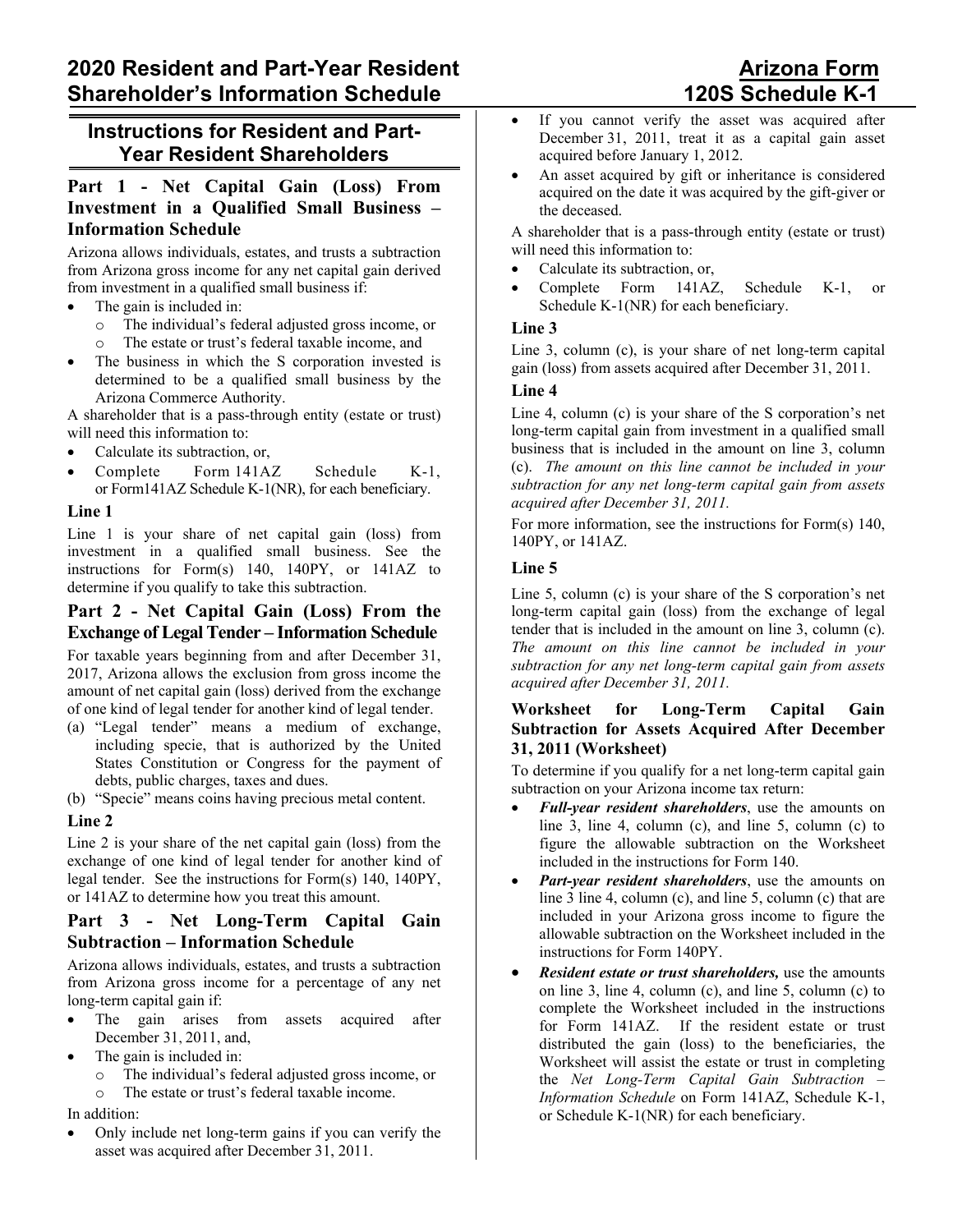# 2020 Resident and Part-Year Resident Shareholder's Information Schedule

# Arizona Form 120S Schedule K-1

## Instructions for Resident and Part-Year Resident Shareholders

### Part 1 - Net Capital Gain (Loss) From Investment in a Qualified Small Business – Information Schedule

Arizona allows individuals, estates, and trusts a subtraction from Arizona gross income for any net capital gain derived from investment in a qualified small business if:

- The gain is included in:
  - The individual's federal adjusted gross income, or
  - The estate or trust's federal taxable income, and
- The business in which the S corporation invested is determined to be a qualified small business by the Arizona Commerce Authority.

A shareholder that is a pass-through entity (estate or trust) will need this information to:

- Calculate its subtraction, or,
- Complete Form 141AZ Schedule K-1, or Form141AZ Schedule K-1(NR), for each beneficiary.

#### Line 1

Line 1 is your share of net capital gain (loss) from investment in a qualified small business. See the instructions for Form(s) 140, 140PY, or 141AZ to determine if you qualify to take this subtraction.

### Part 2 - Net Capital Gain (Loss) From the Exchange of Legal Tender – Information Schedule

For taxable years beginning from and after December 31, 2017, Arizona allows the exclusion from gross income the amount of net capital gain (loss) derived from the exchange of one kind of legal tender for another kind of legal tender.

(a) "Legal tender" means a medium of exchange, including specie, that is authorized by the United States Constitution or Congress for the payment of debts, public charges, taxes and dues.

(b) "Specie" means coins having precious metal content.

#### Line 2

Line 2 is your share of the net capital gain (loss) from the exchange of one kind of legal tender for another kind of legal tender. See the instructions for Form(s) 140, 140PY, or 141AZ to determine how you treat this amount.

### Part 3 - Net Long-Term Capital Gain Subtraction – Information Schedule

Arizona allows individuals, estates, and trusts a subtraction from Arizona gross income for a percentage of any net long-term capital gain if:

- The gain arises from assets acquired after December 31, 2011, and,
- The gain is included in:
  - The individual's federal adjusted gross income, or
  - The estate or trust's federal taxable income.

In addition:

- Only include net long-term gains if you can verify the asset was acquired after December 31, 2011.
- If you cannot verify the asset was acquired after December 31, 2011, treat it as a capital gain asset acquired before January 1, 2012.
- An asset acquired by gift or inheritance is considered acquired on the date it was acquired by the gift-giver or the deceased.

A shareholder that is a pass-through entity (estate or trust) will need this information to:

- Calculate its subtraction, or,
- Complete Form 141AZ, Schedule K-1, or Schedule K-1(NR) for each beneficiary.

#### Line 3

Line 3, column (c), is your share of net long-term capital gain (loss) from assets acquired after December 31, 2011.

#### Line 4

Line 4, column (c) is your share of the S corporation's net long-term capital gain from investment in a qualified small business that is included in the amount on line 3, column (c). *The amount on this line cannot be included in your subtraction for any net long-term capital gain from assets acquired after December 31, 2011.*

For more information, see the instructions for Form(s) 140, 140PY, or 141AZ.

#### Line 5

Line 5, column (c) is your share of the S corporation's net long-term capital gain (loss) from the exchange of legal tender that is included in the amount on line 3, column (c). *The amount on this line cannot be included in your subtraction for any net long-term capital gain from assets acquired after December 31, 2011.*

#### Worksheet for Long-Term Capital Gain Subtraction for Assets Acquired After December 31, 2011 (Worksheet)

To determine if you qualify for a net long-term capital gain subtraction on your Arizona income tax return:

- ***Full-year resident shareholders***, use the amounts on line 3, line 4, column (c), and line 5, column (c) to figure the allowable subtraction on the Worksheet included in the instructions for Form 140.
- ***Part-year resident shareholders***, use the amounts on line 3 line 4, column (c), and line 5, column (c) that are included in your Arizona gross income to figure the allowable subtraction on the Worksheet included in the instructions for Form 140PY.
- ***Resident estate or trust shareholders,*** use the amounts on line 3, line 4, column (c), and line 5, column (c) to complete the Worksheet included in the instructions for Form 141AZ. If the resident estate or trust distributed the gain (loss) to the beneficiaries, the Worksheet will assist the estate or trust in completing the *Net Long-Term Capital Gain Subtraction – Information Schedule* on Form 141AZ, Schedule K-1, or Schedule K-1(NR) for each beneficiary.